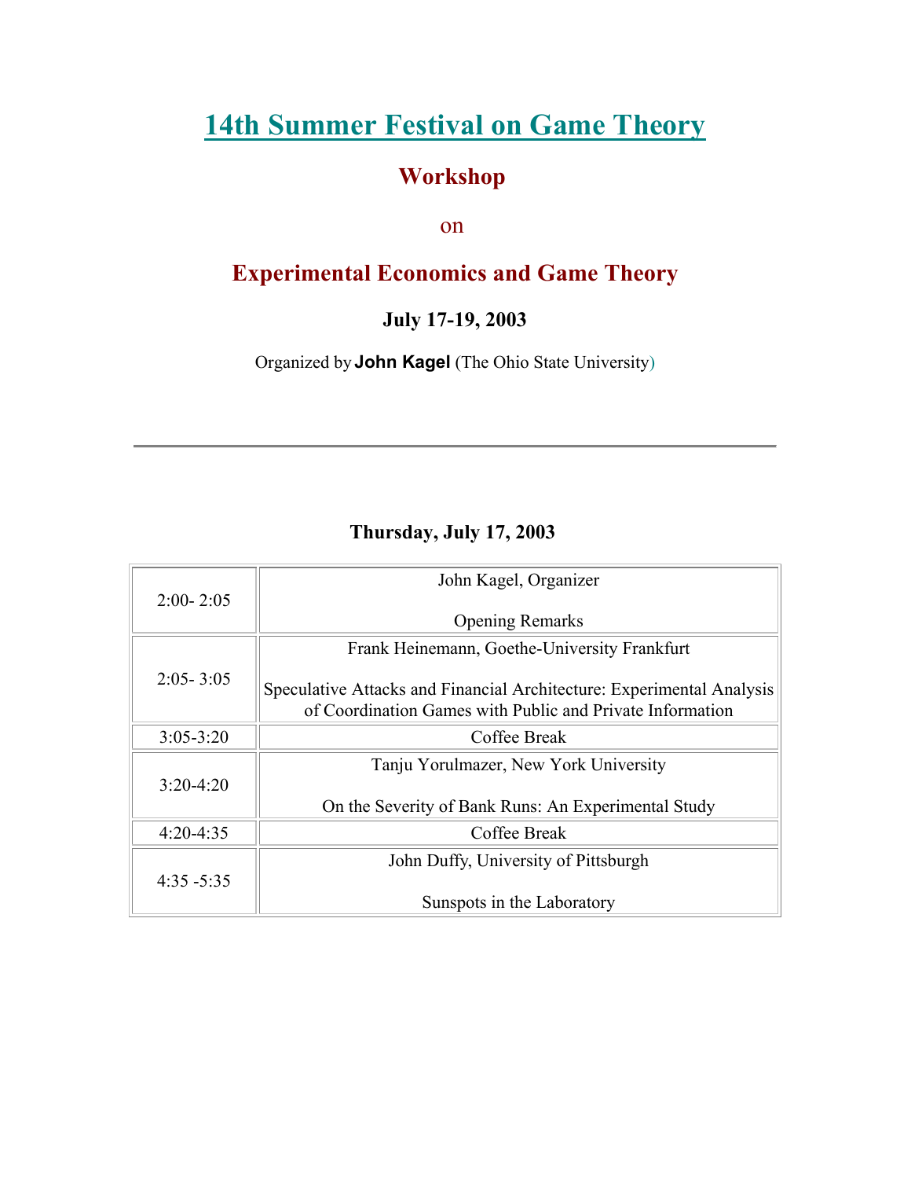# 14th Summer Festival on Game Theory

## Workshop

on

## Experimental Economics and Game Theory

### July 17-19, 2003

Organized by **John Kagel** (The Ohio State University)

---

### Thursday, July 17, 2003

| | |
|---|---|
| 2:00- 2:05 | John Kagel, Organizer<br><br>Opening Remarks |
| 2:05- 3:05 | Frank Heinemann, Goethe-University Frankfurt<br><br>Speculative Attacks and Financial Architecture: Experimental Analysis of Coordination Games with Public and Private Information |
| 3:05-3:20 | Coffee Break |
| 3:20-4:20 | Tanju Yorulmazer, New York University<br><br>On the Severity of Bank Runs: An Experimental Study |
| 4:20-4:35 | Coffee Break |
| 4:35 -5:35 | John Duffy, University of Pittsburgh<br><br>Sunspots in the Laboratory |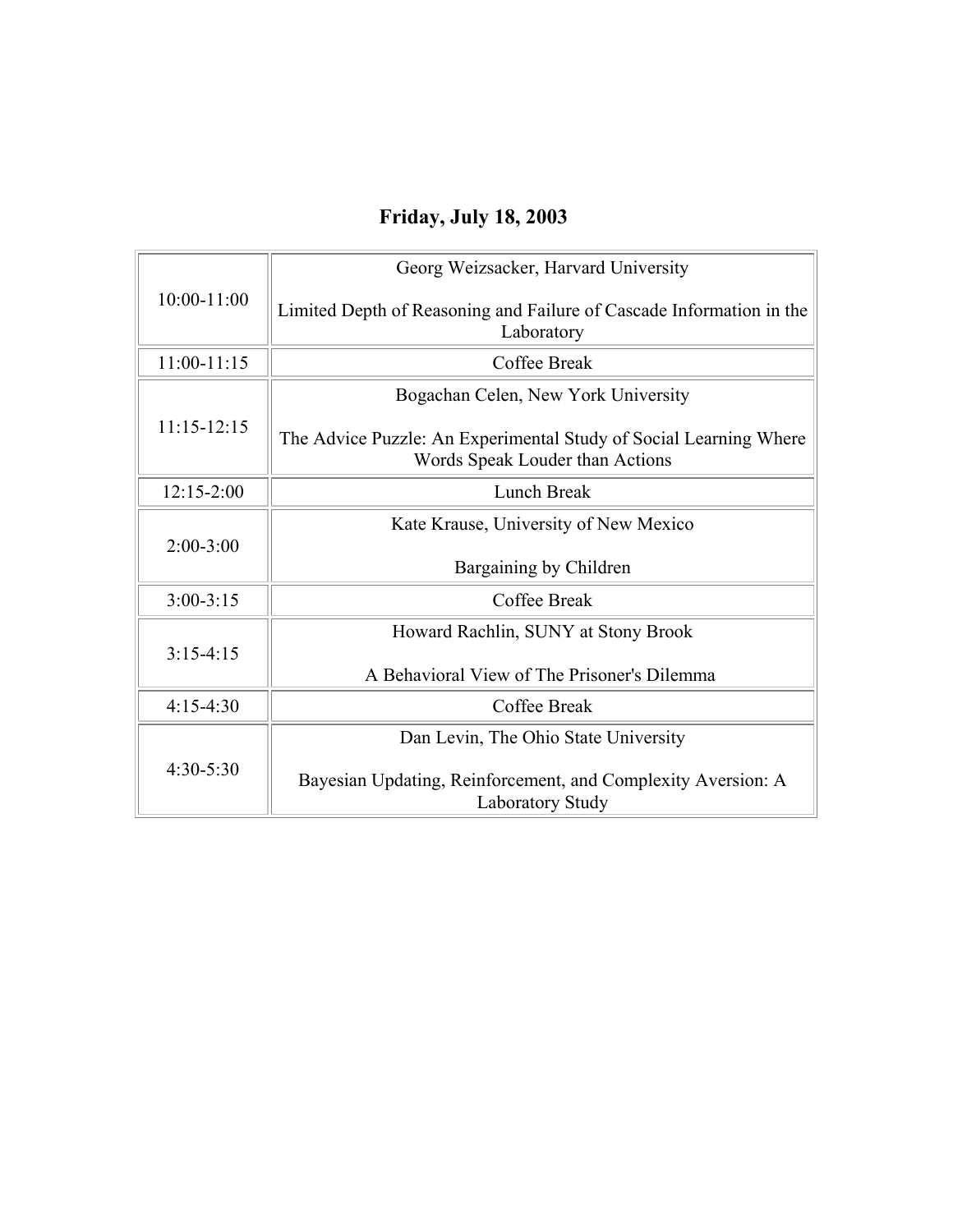## Friday, July 18, 2003

| Time | Session |
|---|---|
| 10:00-11:00 | Georg Weizsacker, Harvard University<br><br>Limited Depth of Reasoning and Failure of Cascade Information in the Laboratory |
| 11:00-11:15 | Coffee Break |
| 11:15-12:15 | Bogachan Celen, New York University<br><br>The Advice Puzzle: An Experimental Study of Social Learning Where Words Speak Louder than Actions |
| 12:15-2:00 | Lunch Break |
| 2:00-3:00 | Kate Krause, University of New Mexico<br><br>Bargaining by Children |
| 3:00-3:15 | Coffee Break |
| 3:15-4:15 | Howard Rachlin, SUNY at Stony Brook<br><br>A Behavioral View of The Prisoner's Dilemma |
| 4:15-4:30 | Coffee Break |
| 4:30-5:30 | Dan Levin, The Ohio State University<br><br>Bayesian Updating, Reinforcement, and Complexity Aversion: A Laboratory Study |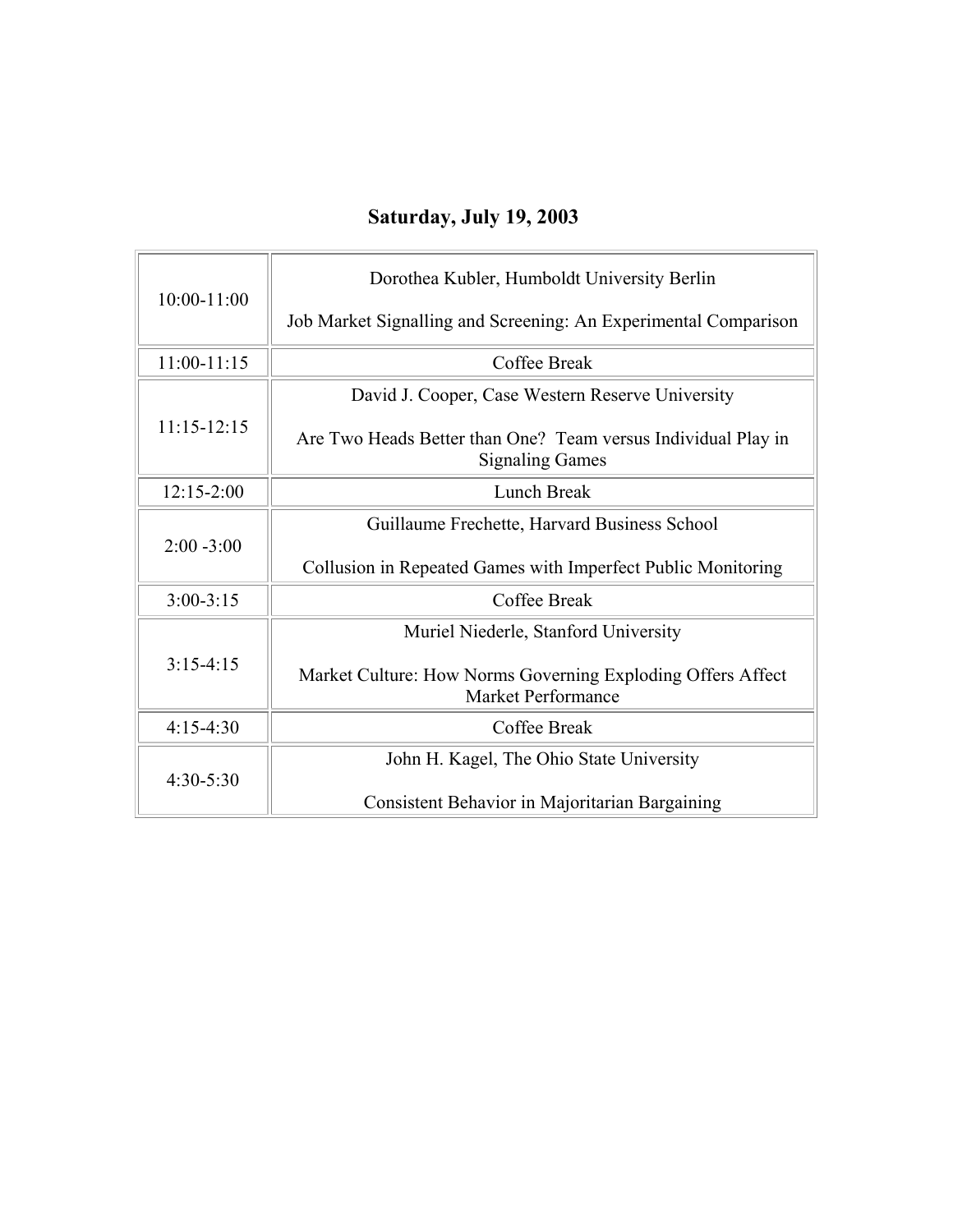# Saturday, July 19, 2003

| Time | Session |
|---|---|
| 10:00-11:00 | Dorothea Kubler, Humboldt University Berlin<br><br>Job Market Signalling and Screening: An Experimental Comparison |
| 11:00-11:15 | Coffee Break |
| 11:15-12:15 | David J. Cooper, Case Western Reserve University<br><br>Are Two Heads Better than One? Team versus Individual Play in Signaling Games |
| 12:15-2:00 | Lunch Break |
| 2:00 -3:00 | Guillaume Frechette, Harvard Business School<br><br>Collusion in Repeated Games with Imperfect Public Monitoring |
| 3:00-3:15 | Coffee Break |
| 3:15-4:15 | Muriel Niederle, Stanford University<br><br>Market Culture: How Norms Governing Exploding Offers Affect Market Performance |
| 4:15-4:30 | Coffee Break |
| 4:30-5:30 | John H. Kagel, The Ohio State University<br><br>Consistent Behavior in Majoritarian Bargaining |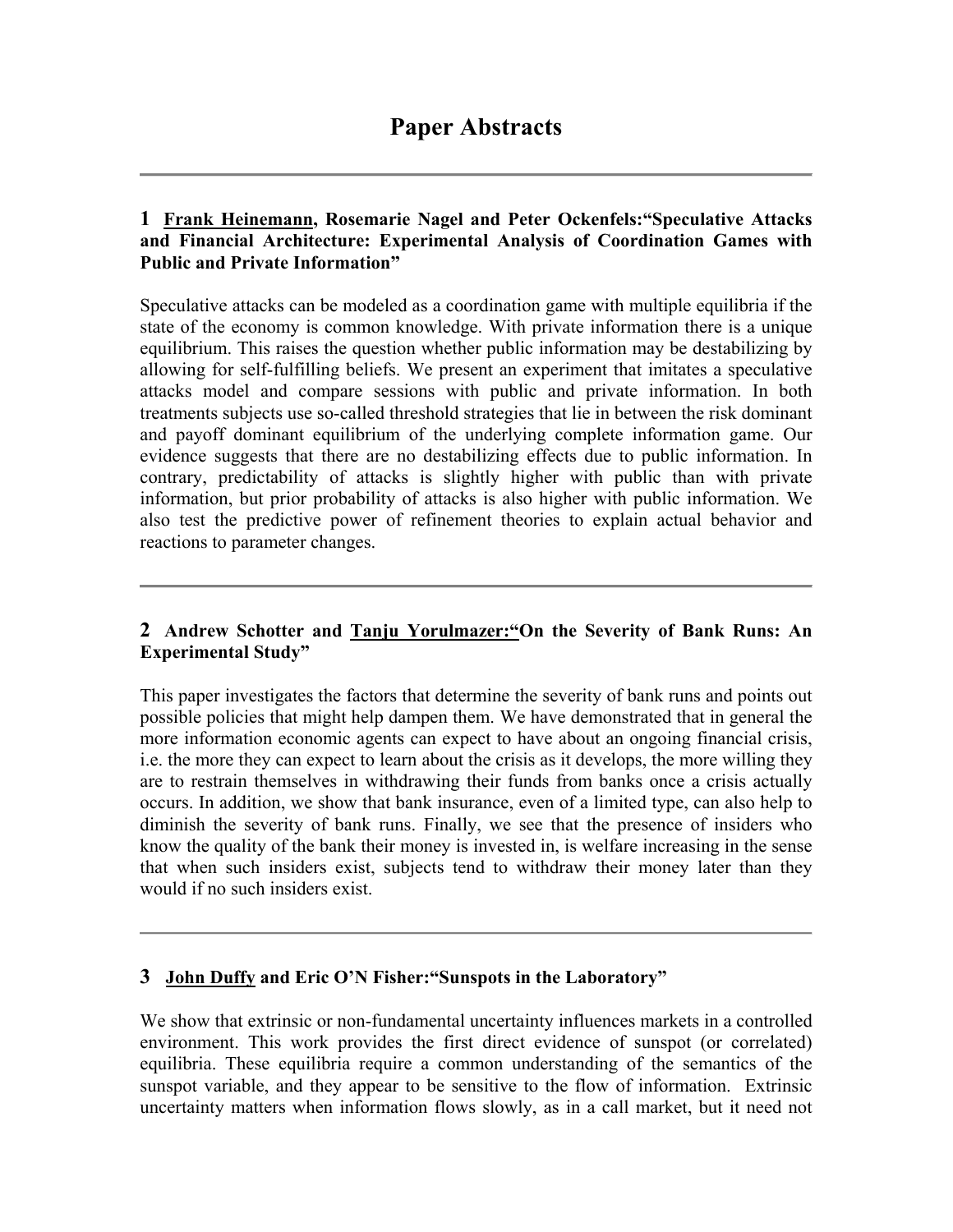# Paper Abstracts

---

### 1 <u>Frank Heinemann</u>, Rosemarie Nagel and Peter Ockenfels: "Speculative Attacks and Financial Architecture: Experimental Analysis of Coordination Games with Public and Private Information"

Speculative attacks can be modeled as a coordination game with multiple equilibria if the state of the economy is common knowledge. With private information there is a unique equilibrium. This raises the question whether public information may be destabilizing by allowing for self-fulfilling beliefs. We present an experiment that imitates a speculative attacks model and compare sessions with public and private information. In both treatments subjects use so-called threshold strategies that lie in between the risk dominant and payoff dominant equilibrium of the underlying complete information game. Our evidence suggests that there are no destabilizing effects due to public information. In contrary, predictability of attacks is slightly higher with public than with private information, but prior probability of attacks is also higher with public information. We also test the predictive power of refinement theories to explain actual behavior and reactions to parameter changes.

---

### 2 Andrew Schotter and <u>Tanju Yorulmazer:</u> "On the Severity of Bank Runs: An Experimental Study"

This paper investigates the factors that determine the severity of bank runs and points out possible policies that might help dampen them. We have demonstrated that in general the more information economic agents can expect to have about an ongoing financial crisis, i.e. the more they can expect to learn about the crisis as it develops, the more willing they are to restrain themselves in withdrawing their funds from banks once a crisis actually occurs. In addition, we show that bank insurance, even of a limited type, can also help to diminish the severity of bank runs. Finally, we see that the presence of insiders who know the quality of the bank their money is invested in, is welfare increasing in the sense that when such insiders exist, subjects tend to withdraw their money later than they would if no such insiders exist.

---

### 3 <u>John Duffy</u> and Eric O'N Fisher: "Sunspots in the Laboratory"

We show that extrinsic or non-fundamental uncertainty influences markets in a controlled environment. This work provides the first direct evidence of sunspot (or correlated) equilibria. These equilibria require a common understanding of the semantics of the sunspot variable, and they appear to be sensitive to the flow of information. Extrinsic uncertainty matters when information flows slowly, as in a call market, but it need not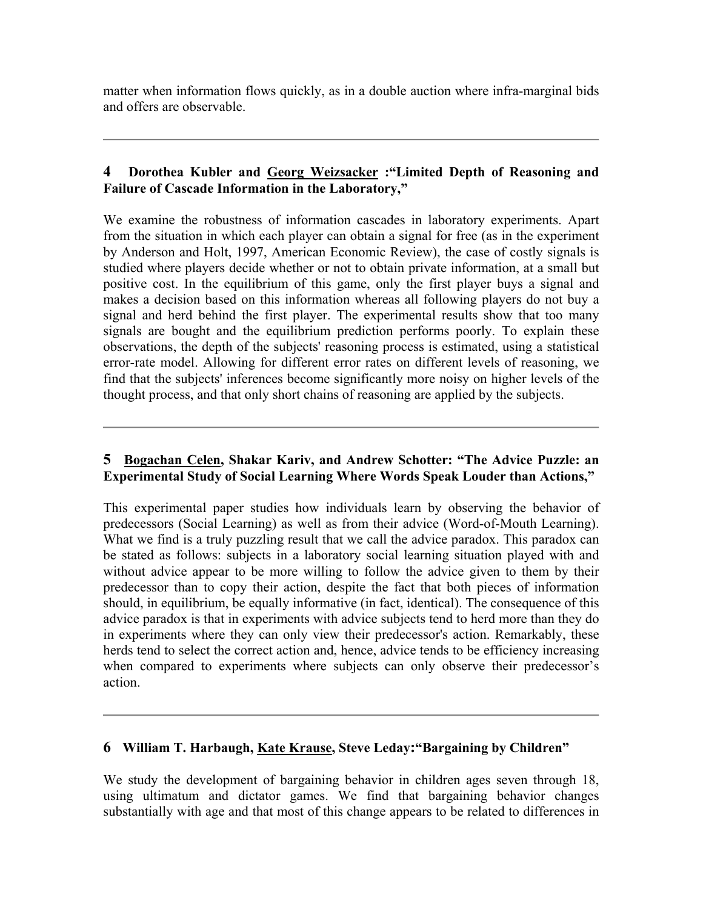matter when information flows quickly, as in a double auction where infra-marginal bids and offers are observable.

---

## 4 Dorothea Kubler and Georg Weizsacker :"Limited Depth of Reasoning and Failure of Cascade Information in the Laboratory,"

We examine the robustness of information cascades in laboratory experiments. Apart from the situation in which each player can obtain a signal for free (as in the experiment by Anderson and Holt, 1997, American Economic Review), the case of costly signals is studied where players decide whether or not to obtain private information, at a small but positive cost. In the equilibrium of this game, only the first player buys a signal and makes a decision based on this information whereas all following players do not buy a signal and herd behind the first player. The experimental results show that too many signals are bought and the equilibrium prediction performs poorly. To explain these observations, the depth of the subjects' reasoning process is estimated, using a statistical error-rate model. Allowing for different error rates on different levels of reasoning, we find that the subjects' inferences become significantly more noisy on higher levels of the thought process, and that only short chains of reasoning are applied by the subjects.

---

## 5 Bogachan Celen, Shakar Kariv, and Andrew Schotter: "The Advice Puzzle: an Experimental Study of Social Learning Where Words Speak Louder than Actions,"

This experimental paper studies how individuals learn by observing the behavior of predecessors (Social Learning) as well as from their advice (Word-of-Mouth Learning). What we find is a truly puzzling result that we call the advice paradox. This paradox can be stated as follows: subjects in a laboratory social learning situation played with and without advice appear to be more willing to follow the advice given to them by their predecessor than to copy their action, despite the fact that both pieces of information should, in equilibrium, be equally informative (in fact, identical). The consequence of this advice paradox is that in experiments with advice subjects tend to herd more than they do in experiments where they can only view their predecessor's action. Remarkably, these herds tend to select the correct action and, hence, advice tends to be efficiency increasing when compared to experiments where subjects can only observe their predecessor's action.

---

## 6 William T. Harbaugh, Kate Krause, Steve Leday:"Bargaining by Children"

We study the development of bargaining behavior in children ages seven through 18, using ultimatum and dictator games. We find that bargaining behavior changes substantially with age and that most of this change appears to be related to differences in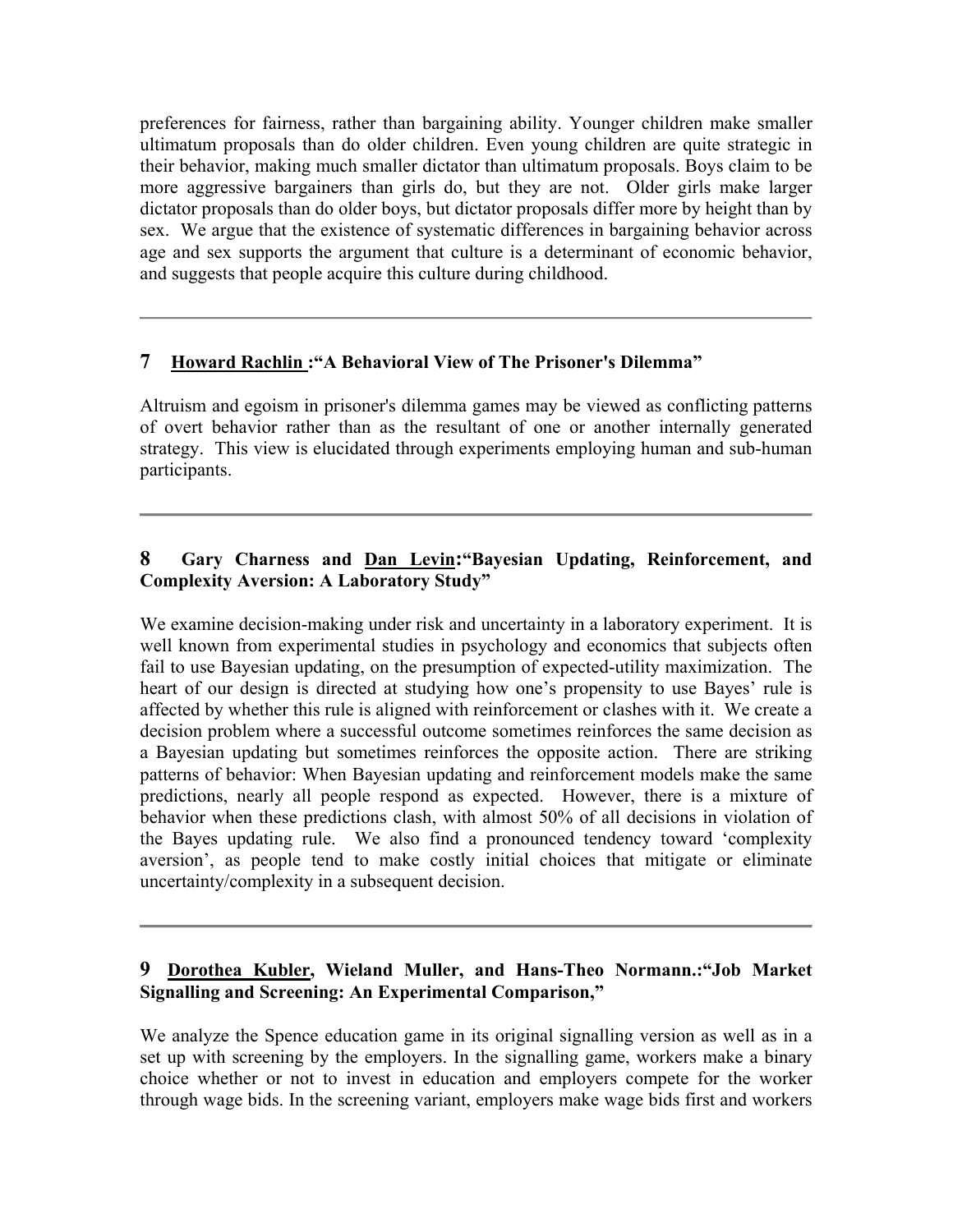preferences for fairness, rather than bargaining ability. Younger children make smaller ultimatum proposals than do older children. Even young children are quite strategic in their behavior, making much smaller dictator than ultimatum proposals. Boys claim to be more aggressive bargainers than girls do, but they are not. Older girls make larger dictator proposals than do older boys, but dictator proposals differ more by height than by sex. We argue that the existence of systematic differences in bargaining behavior across age and sex supports the argument that culture is a determinant of economic behavior, and suggests that people acquire this culture during childhood.

---

### 7 Howard Rachlin :"A Behavioral View of The Prisoner's Dilemma"

Altruism and egoism in prisoner's dilemma games may be viewed as conflicting patterns of overt behavior rather than as the resultant of one or another internally generated strategy. This view is elucidated through experiments employing human and sub-human participants.

---

### 8 Gary Charness and Dan Levin:"Bayesian Updating, Reinforcement, and Complexity Aversion: A Laboratory Study"

We examine decision-making under risk and uncertainty in a laboratory experiment. It is well known from experimental studies in psychology and economics that subjects often fail to use Bayesian updating, on the presumption of expected-utility maximization. The heart of our design is directed at studying how one's propensity to use Bayes' rule is affected by whether this rule is aligned with reinforcement or clashes with it. We create a decision problem where a successful outcome sometimes reinforces the same decision as a Bayesian updating but sometimes reinforces the opposite action. There are striking patterns of behavior: When Bayesian updating and reinforcement models make the same predictions, nearly all people respond as expected. However, there is a mixture of behavior when these predictions clash, with almost 50% of all decisions in violation of the Bayes updating rule. We also find a pronounced tendency toward 'complexity aversion', as people tend to make costly initial choices that mitigate or eliminate uncertainty/complexity in a subsequent decision.

---

### 9 Dorothea Kubler, Wieland Muller, and Hans-Theo Normann.:"Job Market Signalling and Screening: An Experimental Comparison,"

We analyze the Spence education game in its original signalling version as well as in a set up with screening by the employers. In the signalling game, workers make a binary choice whether or not to invest in education and employers compete for the worker through wage bids. In the screening variant, employers make wage bids first and workers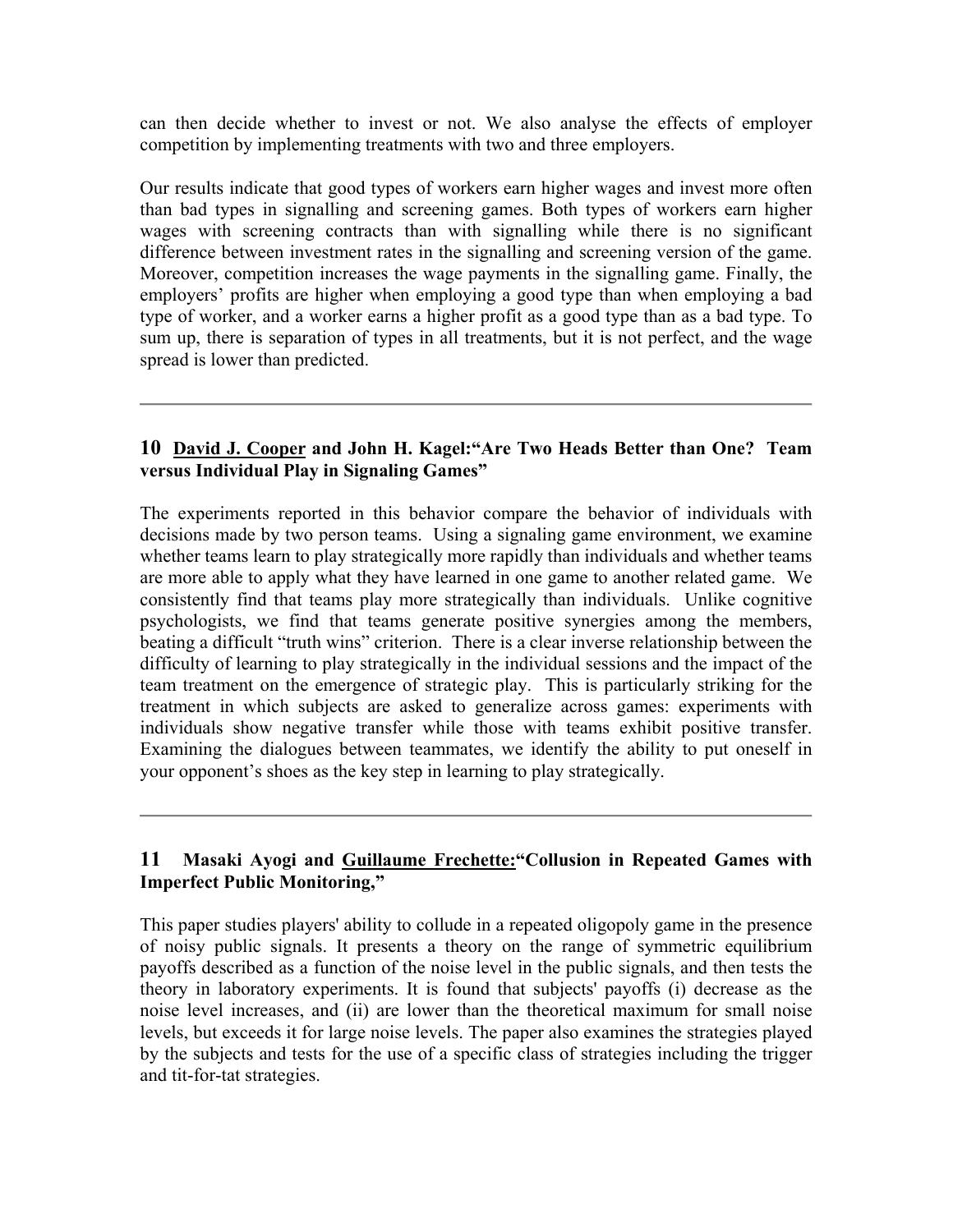can then decide whether to invest or not. We also analyse the effects of employer competition by implementing treatments with two and three employers.

Our results indicate that good types of workers earn higher wages and invest more often than bad types in signalling and screening games. Both types of workers earn higher wages with screening contracts than with signalling while there is no significant difference between investment rates in the signalling and screening version of the game. Moreover, competition increases the wage payments in the signalling game. Finally, the employers' profits are higher when employing a good type than when employing a bad type of worker, and a worker earns a higher profit as a good type than as a bad type. To sum up, there is separation of types in all treatments, but it is not perfect, and the wage spread is lower than predicted.

---

### 10 David J. Cooper and John H. Kagel: "Are Two Heads Better than One? Team versus Individual Play in Signaling Games"

The experiments reported in this behavior compare the behavior of individuals with decisions made by two person teams. Using a signaling game environment, we examine whether teams learn to play strategically more rapidly than individuals and whether teams are more able to apply what they have learned in one game to another related game. We consistently find that teams play more strategically than individuals. Unlike cognitive psychologists, we find that teams generate positive synergies among the members, beating a difficult "truth wins" criterion. There is a clear inverse relationship between the difficulty of learning to play strategically in the individual sessions and the impact of the team treatment on the emergence of strategic play. This is particularly striking for the treatment in which subjects are asked to generalize across games: experiments with individuals show negative transfer while those with teams exhibit positive transfer. Examining the dialogues between teammates, we identify the ability to put oneself in your opponent's shoes as the key step in learning to play strategically.

---

### 11 Masaki Ayogi and Guillaume Frechette: "Collusion in Repeated Games with Imperfect Public Monitoring,"

This paper studies players' ability to collude in a repeated oligopoly game in the presence of noisy public signals. It presents a theory on the range of symmetric equilibrium payoffs described as a function of the noise level in the public signals, and then tests the theory in laboratory experiments. It is found that subjects' payoffs (i) decrease as the noise level increases, and (ii) are lower than the theoretical maximum for small noise levels, but exceeds it for large noise levels. The paper also examines the strategies played by the subjects and tests for the use of a specific class of strategies including the trigger and tit-for-tat strategies.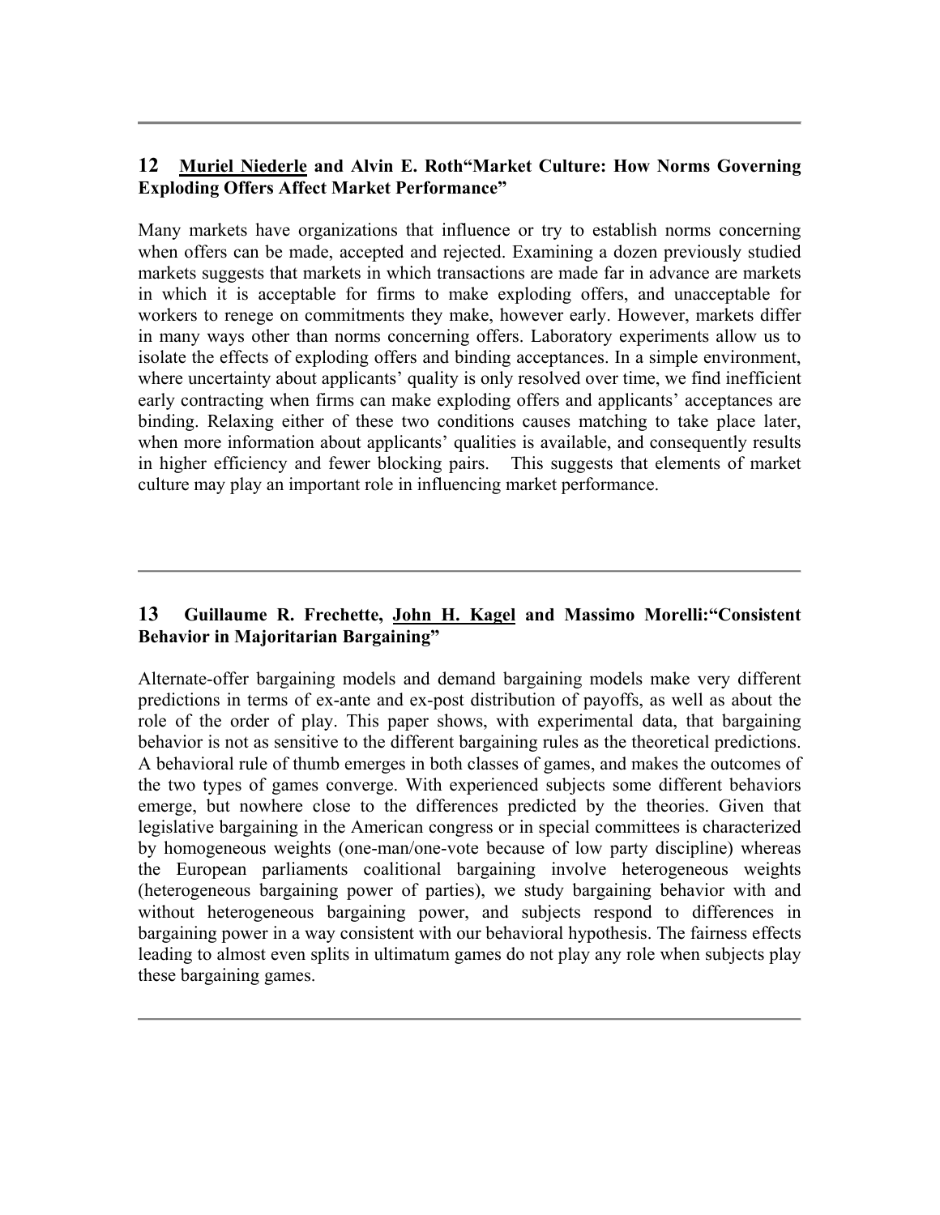## 12 Muriel Niederle and Alvin E. Roth"Market Culture: How Norms Governing Exploding Offers Affect Market Performance"

Many markets have organizations that influence or try to establish norms concerning when offers can be made, accepted and rejected. Examining a dozen previously studied markets suggests that markets in which transactions are made far in advance are markets in which it is acceptable for firms to make exploding offers, and unacceptable for workers to renege on commitments they make, however early. However, markets differ in many ways other than norms concerning offers. Laboratory experiments allow us to isolate the effects of exploding offers and binding acceptances. In a simple environment, where uncertainty about applicants' quality is only resolved over time, we find inefficient early contracting when firms can make exploding offers and applicants' acceptances are binding. Relaxing either of these two conditions causes matching to take place later, when more information about applicants' qualities is available, and consequently results in higher efficiency and fewer blocking pairs. This suggests that elements of market culture may play an important role in influencing market performance.

## 13 Guillaume R. Frechette, John H. Kagel and Massimo Morelli:"Consistent Behavior in Majoritarian Bargaining"

Alternate-offer bargaining models and demand bargaining models make very different predictions in terms of ex-ante and ex-post distribution of payoffs, as well as about the role of the order of play. This paper shows, with experimental data, that bargaining behavior is not as sensitive to the different bargaining rules as the theoretical predictions. A behavioral rule of thumb emerges in both classes of games, and makes the outcomes of the two types of games converge. With experienced subjects some different behaviors emerge, but nowhere close to the differences predicted by the theories. Given that legislative bargaining in the American congress or in special committees is characterized by homogeneous weights (one-man/one-vote because of low party discipline) whereas the European parliaments coalitional bargaining involve heterogeneous weights (heterogeneous bargaining power of parties), we study bargaining behavior with and without heterogeneous bargaining power, and subjects respond to differences in bargaining power in a way consistent with our behavioral hypothesis. The fairness effects leading to almost even splits in ultimatum games do not play any role when subjects play these bargaining games.